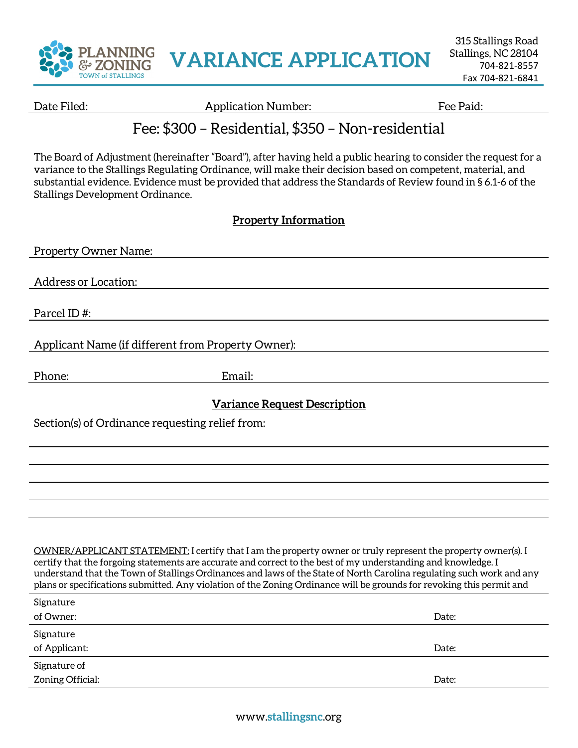PLANNING & ZONING
TOWN of STALLINGS

# VARIANCE APPLICATION

315 Stallings Road
Stallings, NC 28104
704-821-8557
Fax 704-821-6841

Date Filed: Application Number: Fee Paid:

## Fee: $300 – Residential, $350 – Non-residential

The Board of Adjustment (hereinafter "Board"), after having held a public hearing to consider the request for a variance to the Stallings Regulating Ordinance, will make their decision based on competent, material, and substantial evidence. Evidence must be provided that address the Standards of Review found in § 6.1-6 of the Stallings Development Ordinance.

### Property Information

Property Owner Name:

Address or Location:

Parcel ID #:

Applicant Name (if different from Property Owner):

Phone: Email:

### Variance Request Description

Section(s) of Ordinance requesting relief from:

OWNER/APPLICANT STATEMENT: I certify that I am the property owner or truly represent the property owner(s). I certify that the forgoing statements are accurate and correct to the best of my understanding and knowledge. I understand that the Town of Stallings Ordinances and laws of the State of North Carolina regulating such work and any plans or specifications submitted. Any violation of the Zoning Ordinance will be grounds for revoking this permit and

Signature of Owner: Date:

Signature of Applicant: Date:

Signature of Zoning Official: Date:

www.stallingsnc.org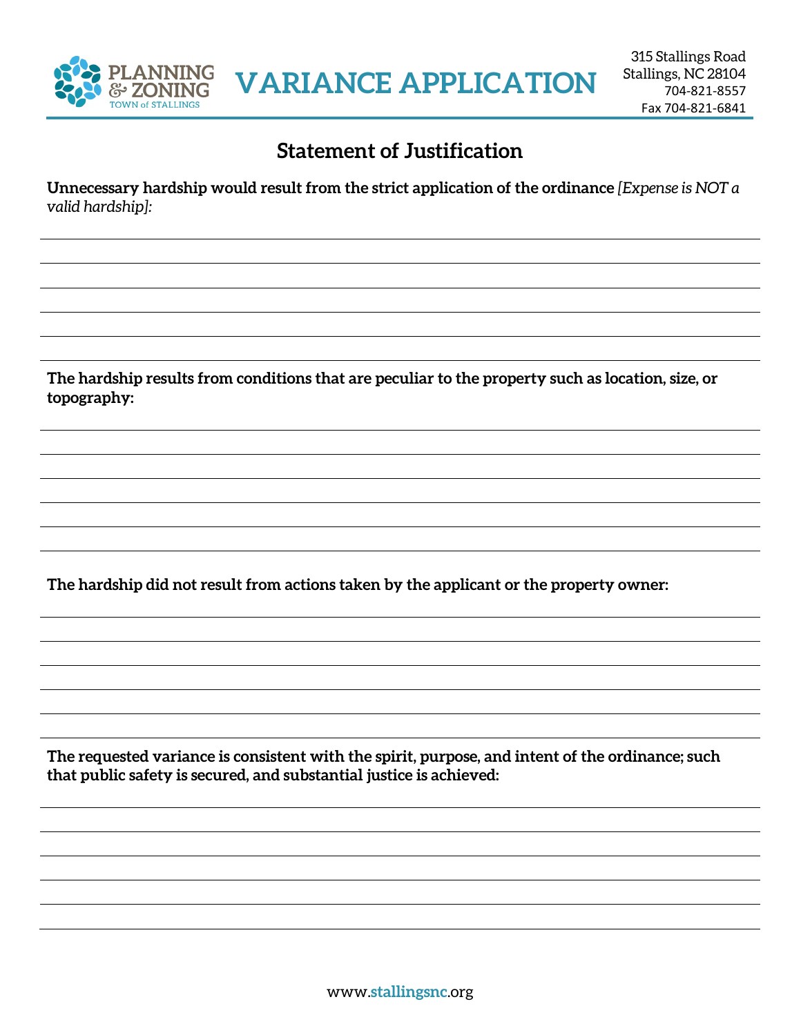PLANNING & ZONING
TOWN of STALLINGS

# VARIANCE APPLICATION

315 Stallings Road
Stallings, NC 28104
704-821-8557
Fax 704-821-6841

## Statement of Justification

**Unnecessary hardship would result from the strict application of the ordinance** *[Expense is NOT a valid hardship]:*

**The hardship results from conditions that are peculiar to the property such as location, size, or topography:**

**The hardship did not result from actions taken by the applicant or the property owner:**

**The requested variance is consistent with the spirit, purpose, and intent of the ordinance; such that public safety is secured, and substantial justice is achieved:**

www.stallingsnc.org